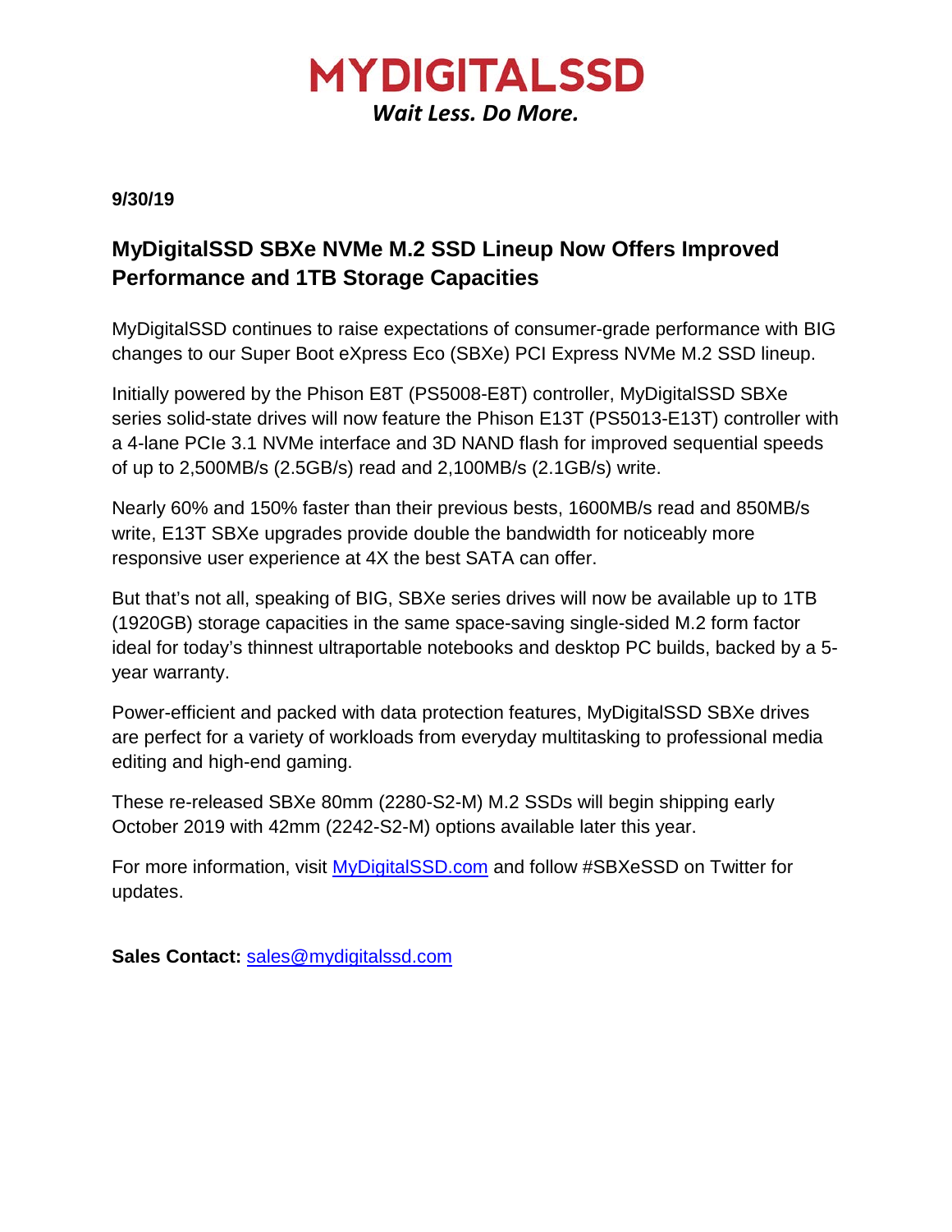# MYDIGITALSSD

*Wait Less. Do More.*

**9/30/19**

## MyDigitalSSD SBXe NVMe M.2 SSD Lineup Now Offers Improved Performance and 1TB Storage Capacities

MyDigitalSSD continues to raise expectations of consumer-grade performance with BIG changes to our Super Boot eXpress Eco (SBXe) PCI Express NVMe M.2 SSD lineup.

Initially powered by the Phison E8T (PS5008-E8T) controller, MyDigitalSSD SBXe series solid-state drives will now feature the Phison E13T (PS5013-E13T) controller with a 4-lane PCIe 3.1 NVMe interface and 3D NAND flash for improved sequential speeds of up to 2,500MB/s (2.5GB/s) read and 2,100MB/s (2.1GB/s) write.

Nearly 60% and 150% faster than their previous bests, 1600MB/s read and 850MB/s write, E13T SBXe upgrades provide double the bandwidth for noticeably more responsive user experience at 4X the best SATA can offer.

But that's not all, speaking of BIG, SBXe series drives will now be available up to 1TB (1920GB) storage capacities in the same space-saving single-sided M.2 form factor ideal for today's thinnest ultraportable notebooks and desktop PC builds, backed by a 5-year warranty.

Power-efficient and packed with data protection features, MyDigitalSSD SBXe drives are perfect for a variety of workloads from everyday multitasking to professional media editing and high-end gaming.

These re-released SBXe 80mm (2280-S2-M) M.2 SSDs will begin shipping early October 2019 with 42mm (2242-S2-M) options available later this year.

For more information, visit [MyDigitalSSD.com](MyDigitalSSD.com) and follow #SBXeSSD on Twitter for updates.

**Sales Contact:** [sales@mydigitalssd.com](mailto:sales@mydigitalssd.com)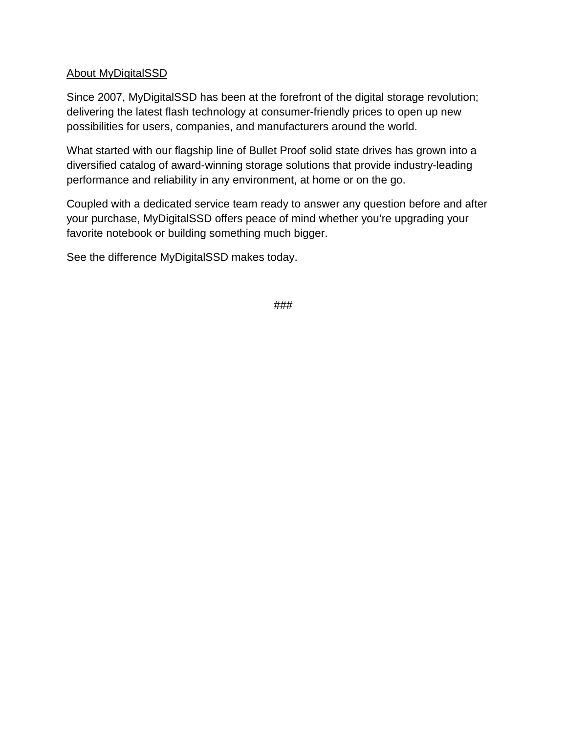About MyDigitalSSD

Since 2007, MyDigitalSSD has been at the forefront of the digital storage revolution; delivering the latest flash technology at consumer-friendly prices to open up new possibilities for users, companies, and manufacturers around the world.

What started with our flagship line of Bullet Proof solid state drives has grown into a diversified catalog of award-winning storage solutions that provide industry-leading performance and reliability in any environment, at home or on the go.

Coupled with a dedicated service team ready to answer any question before and after your purchase, MyDigitalSSD offers peace of mind whether you’re upgrading your favorite notebook or building something much bigger.

See the difference MyDigitalSSD makes today.

###